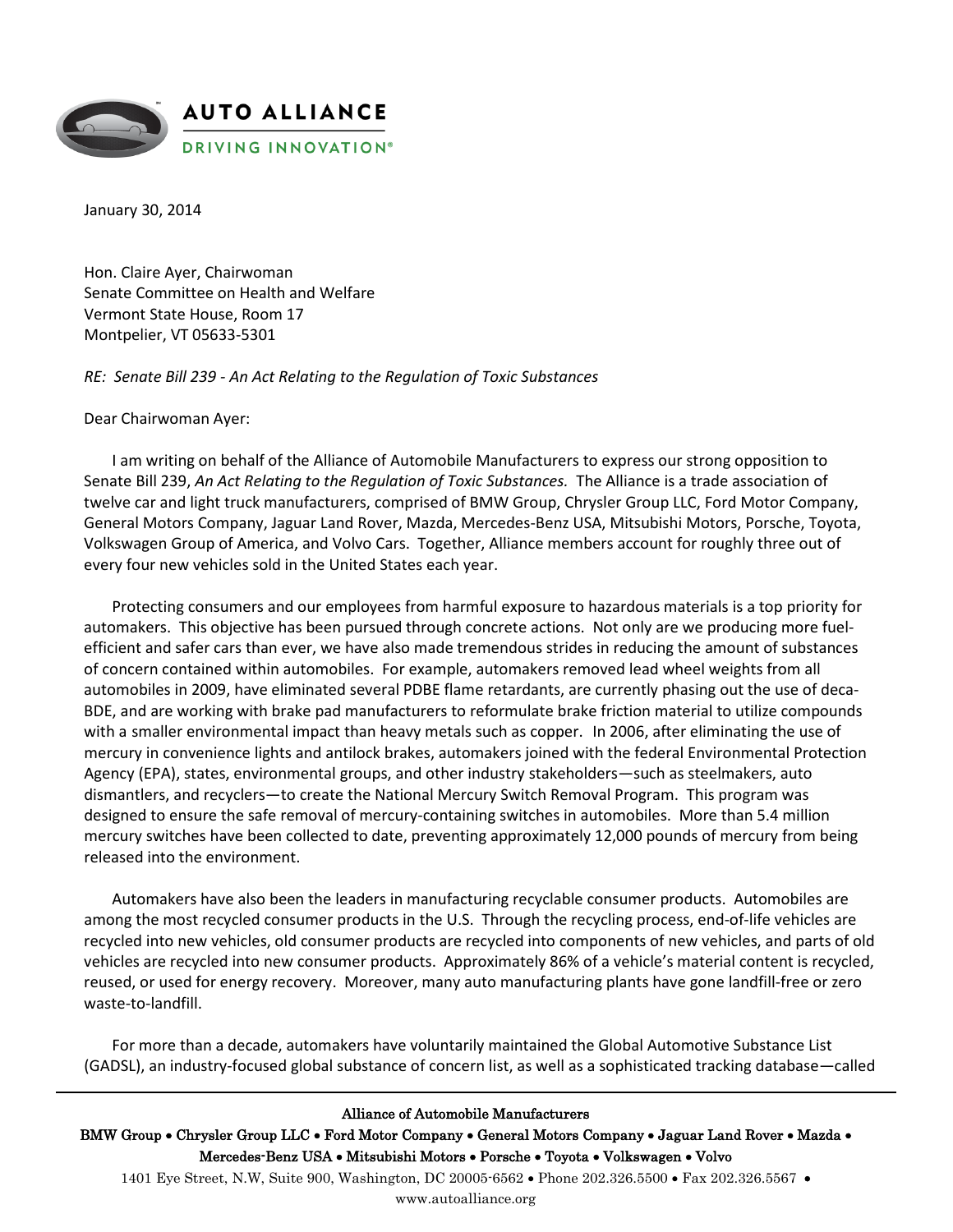**AUTO ALLIANCE**

DRIVING INNOVATION®

January 30, 2014

Hon. Claire Ayer, Chairwoman
Senate Committee on Health and Welfare
Vermont State House, Room 17
Montpelier, VT 05633-5301

*RE: Senate Bill 239 - An Act Relating to the Regulation of Toxic Substances*

Dear Chairwoman Ayer:

I am writing on behalf of the Alliance of Automobile Manufacturers to express our strong opposition to Senate Bill 239, *An Act Relating to the Regulation of Toxic Substances.* The Alliance is a trade association of twelve car and light truck manufacturers, comprised of BMW Group, Chrysler Group LLC, Ford Motor Company, General Motors Company, Jaguar Land Rover, Mazda, Mercedes-Benz USA, Mitsubishi Motors, Porsche, Toyota, Volkswagen Group of America, and Volvo Cars. Together, Alliance members account for roughly three out of every four new vehicles sold in the United States each year.

Protecting consumers and our employees from harmful exposure to hazardous materials is a top priority for automakers. This objective has been pursued through concrete actions. Not only are we producing more fuel-efficient and safer cars than ever, we have also made tremendous strides in reducing the amount of substances of concern contained within automobiles. For example, automakers removed lead wheel weights from all automobiles in 2009, have eliminated several PDBE flame retardants, are currently phasing out the use of deca-BDE, and are working with brake pad manufacturers to reformulate brake friction material to utilize compounds with a smaller environmental impact than heavy metals such as copper. In 2006, after eliminating the use of mercury in convenience lights and antilock brakes, automakers joined with the federal Environmental Protection Agency (EPA), states, environmental groups, and other industry stakeholders—such as steelmakers, auto dismantlers, and recyclers—to create the National Mercury Switch Removal Program. This program was designed to ensure the safe removal of mercury-containing switches in automobiles. More than 5.4 million mercury switches have been collected to date, preventing approximately 12,000 pounds of mercury from being released into the environment.

Automakers have also been the leaders in manufacturing recyclable consumer products. Automobiles are among the most recycled consumer products in the U.S. Through the recycling process, end-of-life vehicles are recycled into new vehicles, old consumer products are recycled into components of new vehicles, and parts of old vehicles are recycled into new consumer products. Approximately 86% of a vehicle's material content is recycled, reused, or used for energy recovery. Moreover, many auto manufacturing plants have gone landfill-free or zero waste-to-landfill.

For more than a decade, automakers have voluntarily maintained the Global Automotive Substance List (GADSL), an industry-focused global substance of concern list, as well as a sophisticated tracking database—called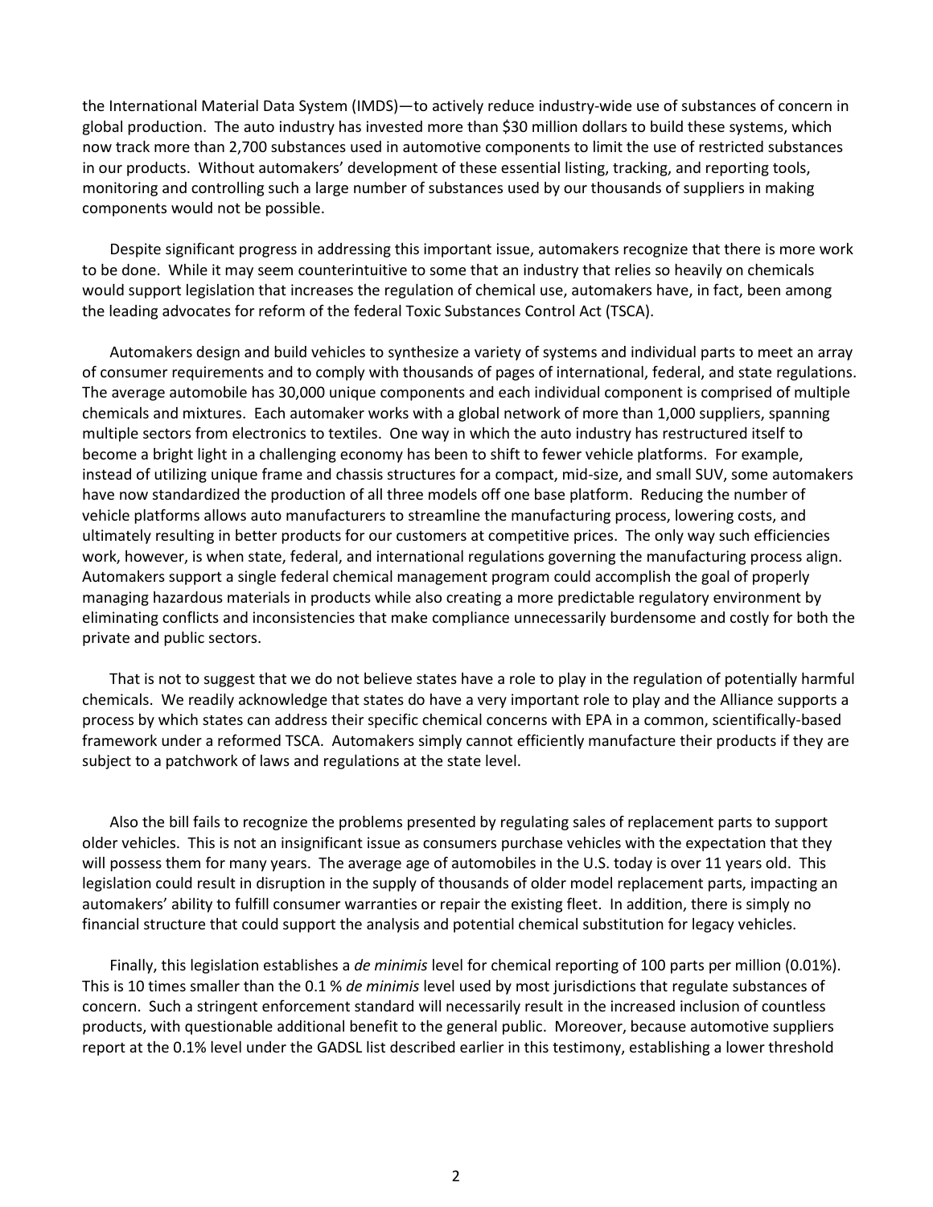the International Material Data System (IMDS)—to actively reduce industry-wide use of substances of concern in global production. The auto industry has invested more than $30 million dollars to build these systems, which now track more than 2,700 substances used in automotive components to limit the use of restricted substances in our products. Without automakers' development of these essential listing, tracking, and reporting tools, monitoring and controlling such a large number of substances used by our thousands of suppliers in making components would not be possible.

Despite significant progress in addressing this important issue, automakers recognize that there is more work to be done. While it may seem counterintuitive to some that an industry that relies so heavily on chemicals would support legislation that increases the regulation of chemical use, automakers have, in fact, been among the leading advocates for reform of the federal Toxic Substances Control Act (TSCA).

Automakers design and build vehicles to synthesize a variety of systems and individual parts to meet an array of consumer requirements and to comply with thousands of pages of international, federal, and state regulations. The average automobile has 30,000 unique components and each individual component is comprised of multiple chemicals and mixtures. Each automaker works with a global network of more than 1,000 suppliers, spanning multiple sectors from electronics to textiles. One way in which the auto industry has restructured itself to become a bright light in a challenging economy has been to shift to fewer vehicle platforms. For example, instead of utilizing unique frame and chassis structures for a compact, mid-size, and small SUV, some automakers have now standardized the production of all three models off one base platform. Reducing the number of vehicle platforms allows auto manufacturers to streamline the manufacturing process, lowering costs, and ultimately resulting in better products for our customers at competitive prices. The only way such efficiencies work, however, is when state, federal, and international regulations governing the manufacturing process align. Automakers support a single federal chemical management program could accomplish the goal of properly managing hazardous materials in products while also creating a more predictable regulatory environment by eliminating conflicts and inconsistencies that make compliance unnecessarily burdensome and costly for both the private and public sectors.

That is not to suggest that we do not believe states have a role to play in the regulation of potentially harmful chemicals. We readily acknowledge that states do have a very important role to play and the Alliance supports a process by which states can address their specific chemical concerns with EPA in a common, scientifically-based framework under a reformed TSCA. Automakers simply cannot efficiently manufacture their products if they are subject to a patchwork of laws and regulations at the state level.

Also the bill fails to recognize the problems presented by regulating sales of replacement parts to support older vehicles. This is not an insignificant issue as consumers purchase vehicles with the expectation that they will possess them for many years. The average age of automobiles in the U.S. today is over 11 years old. This legislation could result in disruption in the supply of thousands of older model replacement parts, impacting an automakers' ability to fulfill consumer warranties or repair the existing fleet. In addition, there is simply no financial structure that could support the analysis and potential chemical substitution for legacy vehicles.

Finally, this legislation establishes a *de minimis* level for chemical reporting of 100 parts per million (0.01%). This is 10 times smaller than the 0.1 % *de minimis* level used by most jurisdictions that regulate substances of concern. Such a stringent enforcement standard will necessarily result in the increased inclusion of countless products, with questionable additional benefit to the general public. Moreover, because automotive suppliers report at the 0.1% level under the GADSL list described earlier in this testimony, establishing a lower threshold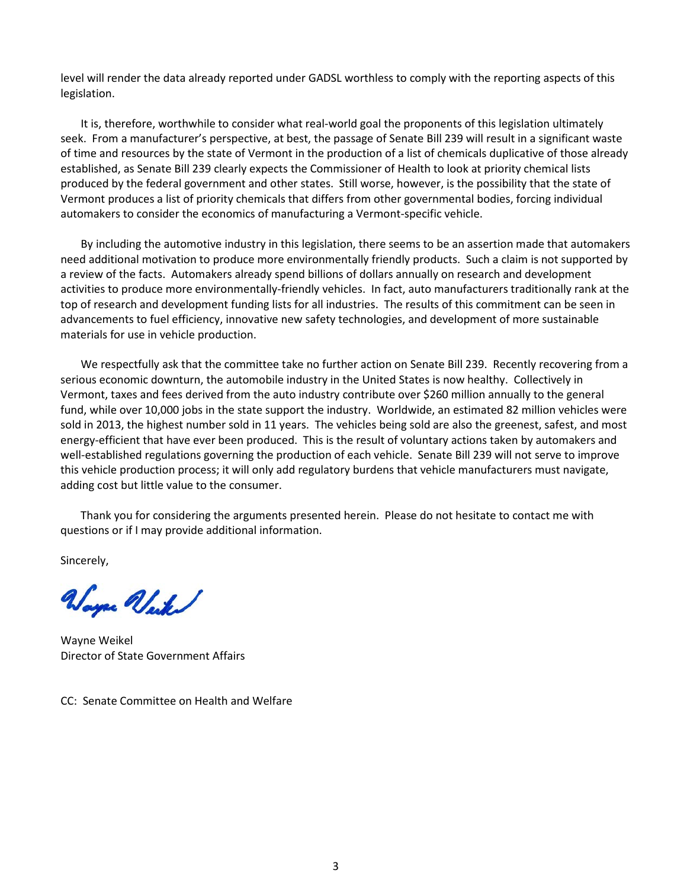level will render the data already reported under GADSL worthless to comply with the reporting aspects of this legislation.

It is, therefore, worthwhile to consider what real-world goal the proponents of this legislation ultimately seek. From a manufacturer's perspective, at best, the passage of Senate Bill 239 will result in a significant waste of time and resources by the state of Vermont in the production of a list of chemicals duplicative of those already established, as Senate Bill 239 clearly expects the Commissioner of Health to look at priority chemical lists produced by the federal government and other states. Still worse, however, is the possibility that the state of Vermont produces a list of priority chemicals that differs from other governmental bodies, forcing individual automakers to consider the economics of manufacturing a Vermont-specific vehicle.

By including the automotive industry in this legislation, there seems to be an assertion made that automakers need additional motivation to produce more environmentally friendly products. Such a claim is not supported by a review of the facts. Automakers already spend billions of dollars annually on research and development activities to produce more environmentally-friendly vehicles. In fact, auto manufacturers traditionally rank at the top of research and development funding lists for all industries. The results of this commitment can be seen in advancements to fuel efficiency, innovative new safety technologies, and development of more sustainable materials for use in vehicle production.

We respectfully ask that the committee take no further action on Senate Bill 239. Recently recovering from a serious economic downturn, the automobile industry in the United States is now healthy. Collectively in Vermont, taxes and fees derived from the auto industry contribute over $260 million annually to the general fund, while over 10,000 jobs in the state support the industry. Worldwide, an estimated 82 million vehicles were sold in 2013, the highest number sold in 11 years. The vehicles being sold are also the greenest, safest, and most energy-efficient that have ever been produced. This is the result of voluntary actions taken by automakers and well-established regulations governing the production of each vehicle. Senate Bill 239 will not serve to improve this vehicle production process; it will only add regulatory burdens that vehicle manufacturers must navigate, adding cost but little value to the consumer.

Thank you for considering the arguments presented herein. Please do not hesitate to contact me with questions or if I may provide additional information.

Sincerely,

Wayne Weikel

Wayne Weikel
Director of State Government Affairs

CC: Senate Committee on Health and Welfare